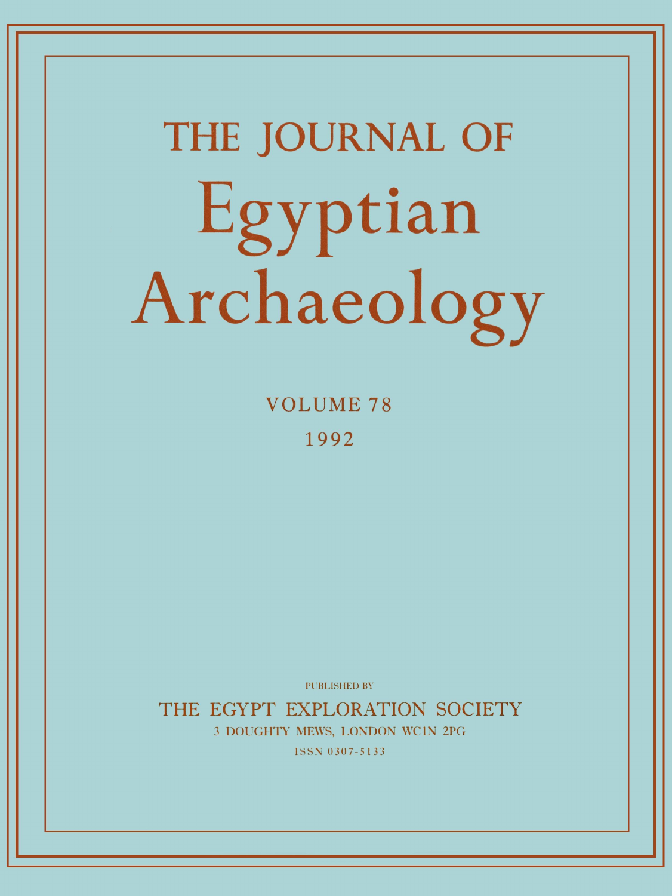# THE JOURNAL OF Egyptian Archaeology

VOLUME 78

1992

PUBLISHED BY

THE EGYPT EXPLORATION SOCIETY

3 DOUGHTY MEWS, LONDON WC1N 2PG

ISSN 0307-5133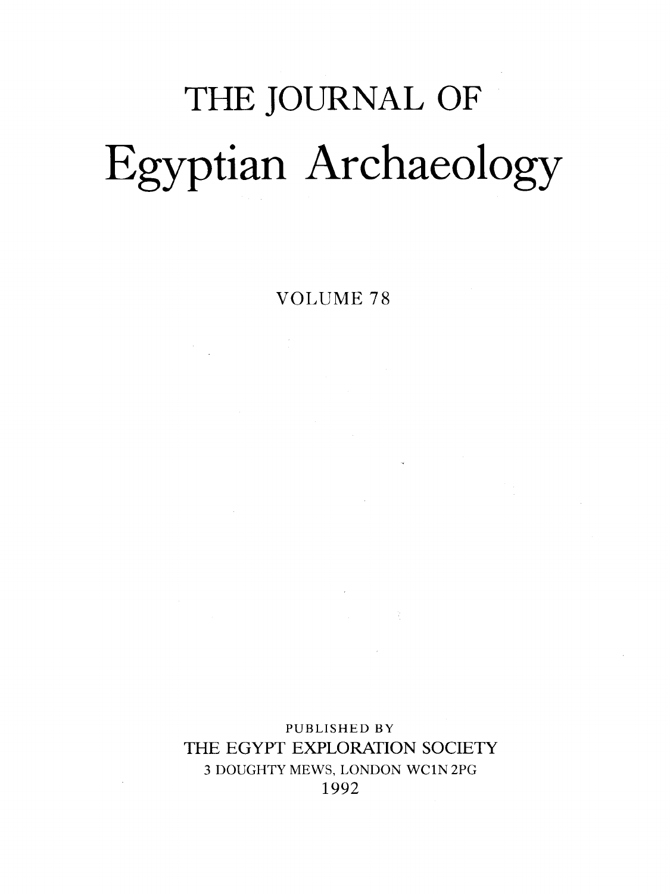# THE JOURNAL OF

# Egyptian Archaeology

VOLUME 78

PUBLISHED BY

THE EGYPT EXPLORATION SOCIETY

3 DOUGHTY MEWS, LONDON WC1N 2PG

1992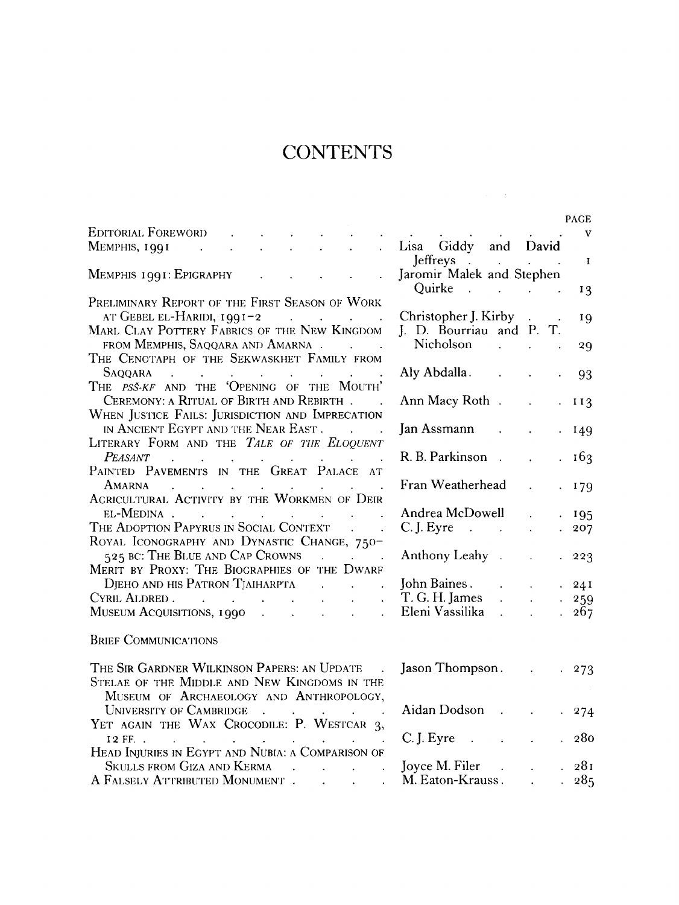# CONTENTS

| | | PAGE |
|---|---|---|
| Editorial Foreword | | v |
| Memphis, 1991 | Lisa Giddy and David Jeffreys | 1 |
| Memphis 1991: Epigraphy | Jaromir Malek and Stephen Quirke | 13 |
| Preliminary Report of the First Season of Work at Gebel el-Haridi, 1991–2 | Christopher J. Kirby | 19 |
| Marl Clay Pottery Fabrics of the New Kingdom from Memphis, Saqqara and Amarna | J. D. Bourriau and P. T. Nicholson | 29 |
| The Cenotaph of the Sekwaskhet Family from Saqqara | Aly Abdalla | 93 |
| The *pss-kf* and the 'Opening of the Mouth' Ceremony: a Ritual of Birth and Rebirth | Ann Macy Roth | 113 |
| When Justice Fails: Jurisdiction and Imprecation in Ancient Egypt and the Near East | Jan Assmann | 149 |
| Literary Form and the *Tale of the Eloquent Peasant* | R. B. Parkinson | 163 |
| Painted Pavements in the Great Palace at Amarna | Fran Weatherhead | 179 |
| Agricultural Activity by the Workmen of Deir el-Medina | Andrea McDowell | 195 |
| The Adoption Papyrus in Social Context | C. J. Eyre | 207 |
| Royal Iconography and Dynastic Change, 750–525 BC: The Blue and Cap Crowns | Anthony Leahy | 223 |
| Merit by Proxy: The Biographies of the Dwarf Djeho and his Patron Tjaiharpta | John Baines | 241 |
| Cyril Aldred | T. G. H. James | 259 |
| Museum Acquisitions, 1990 | Eleni Vassilika | 267 |

## Brief Communications

| | | |
|---|---|---|
| The Sir Gardner Wilkinson Papers: an Update | Jason Thompson | 273 |
| Stelae of the Middle and New Kingdoms in the Museum of Archaeology and Anthropology, University of Cambridge | Aidan Dodson | 274 |
| Yet again the Wax Crocodile: P. Westcar 3, 12 ff. | C. J. Eyre | 280 |
| Head Injuries in Egypt and Nubia: a Comparison of Skulls from Giza and Kerma | Joyce M. Filer | 281 |
| A Falsely Attributed Monument | M. Eaton-Krauss | 285 |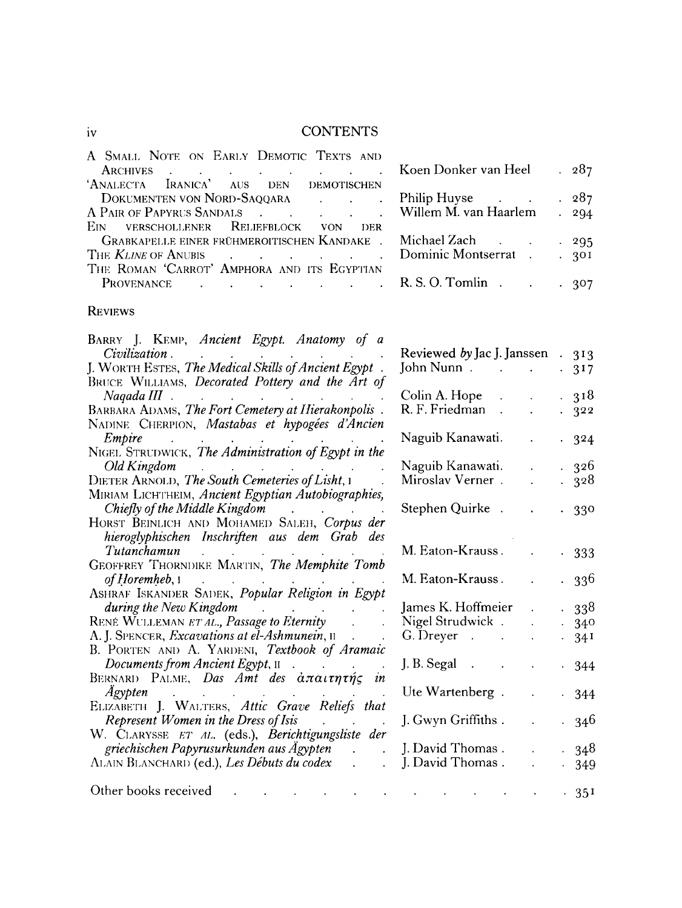# CONTENTS

| | | |
|---|---|---|
| A Small Note on Early Demotic Texts and Archives | Koen Donker van Heel | 287 |
| 'Analecta Iranica' aus den demotischen Dokumenten von Nord-Saqqara | Philip Huyse | 287 |
| A Pair of Papyrus Sandals | Willem M. van Haarlem | 294 |
| Ein verschollener Reliefblock von der Grabkapelle einer frühmeroitischen Kandake | Michael Zach | 295 |
| The *Kline* of Anubis | Dominic Montserrat | 301 |
| The Roman 'Carrot' Amphora and its Egyptian Provenance | R. S. O. Tomlin | 307 |

## Reviews

| | | |
|---|---|---|
| Barry J. Kemp, *Ancient Egypt. Anatomy of a Civilization* | Reviewed *by* Jac J. Janssen | 313 |
| J. Worth Estes, *The Medical Skills of Ancient Egypt* | John Nunn | 317 |
| Bruce Williams, *Decorated Pottery and the Art of Naqada III* | Colin A. Hope | 318 |
| Barbara Adams, *The Fort Cemetery at Hierakonpolis* | R. F. Friedman | 322 |
| Nadine Cherpion, *Mastabas et hypogées d'Ancien Empire* | Naguib Kanawati | 324 |
| Nigel Strudwick, *The Administration of Egypt in the Old Kingdom* | Naguib Kanawati | 326 |
| Dieter Arnold, *The South Cemeteries of Lisht*, I | Miroslav Verner | 328 |
| Miriam Lichtheim, *Ancient Egyptian Autobiographies, Chiefly of the Middle Kingdom* | Stephen Quirke | 330 |
| Horst Beinlich and Mohamed Saleh, *Corpus der hieroglyphischen Inschriften aus dem Grab des Tutanchamun* | M. Eaton-Krauss | 333 |
| Geoffrey Thorndike Martin, *The Memphite Tomb of Ḥoremḥeb*, I | M. Eaton-Krauss | 336 |
| Ashraf Iskander Sadek, *Popular Religion in Egypt during the New Kingdom* | James K. Hoffmeier | 338 |
| René Wulleman *et al.*, *Passage to Eternity* | Nigel Strudwick | 340 |
| A. J. Spencer, *Excavations at el-Ashmunein*, II | G. Dreyer | 341 |
| B. Porten and A. Yardeni, *Textbook of Aramaic Documents from Ancient Egypt*, II | J. B. Segal | 344 |
| Bernard Palme, *Das Amt des ἀπαιτητής in Ägypten* | Ute Wartenberg | 344 |
| Elizabeth J. Walters, *Attic Grave Reliefs that Represent Women in the Dress of Isis* | J. Gwyn Griffiths | 346 |
| W. Clarysse *et al.* (eds.), *Berichtigungsliste der griechischen Papyrusurkunden aus Ägypten* | J. David Thomas | 348 |
| Alain Blanchard (ed.), *Les Débuts du codex* | J. David Thomas | 349 |

Other books received . . . . . 351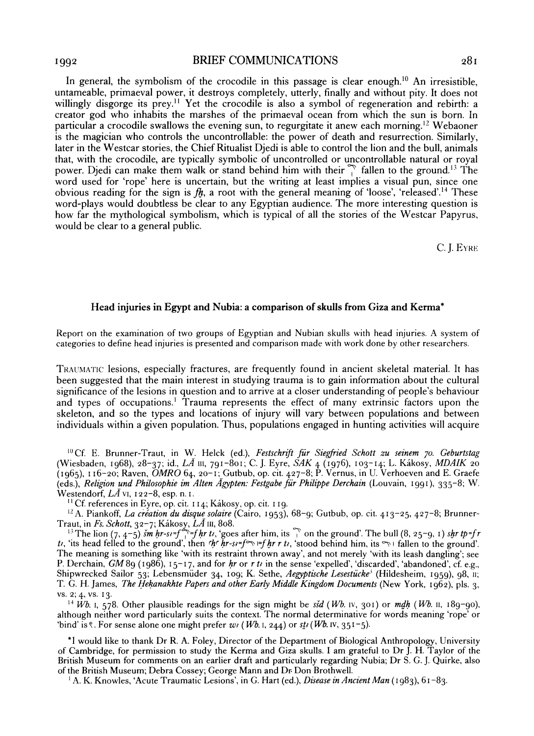In general, the symbolism of the crocodile in this passage is clear enough.[10] An irresistible, untameable, primaeval power, it destroys completely, utterly, finally and without pity. It does not willingly disgorge its prey.[11] Yet the crocodile is also a symbol of regeneration and rebirth: a creator god who inhabits the marshes of the primaeval ocean from which the sun is born. In particular a crocodile swallows the evening sun, to regurgitate it anew each morning.[12] Webaoner is the magician who controls the uncontrollable: the power of death and resurrection. Similarly, later in the Westcar stories, the Chief Ritualist Djedi is able to control the lion and the bull, animals that, with the crocodile, are typically symbolic of uncontrolled or uncontrollable natural or royal power. Djedi can make them walk or stand behind him with their [sign] fallen to the ground.[13] The word used for 'rope' here is uncertain, but the writing at least implies a visual pun, since one obvious reading for the sign is *fḫ*, a root with the general meaning of 'loose', 'released'.[14] These word-plays would doubtless be clear to any Egyptian audience. The more interesting question is how far the mythological symbolism, which is typical of all the stories of the Westcar Papyrus, would be clear to a general public.

C. J. Eyre

## Head injuries in Egypt and Nubia: a comparison of skulls from Giza and Kerma*

Report on the examination of two groups of Egyptian and Nubian skulls with head injuries. A system of categories to define head injuries is presented and comparison made with work done by other researchers.

Traumatic lesions, especially fractures, are frequently found in ancient skeletal material. It has been suggested that the main interest in studying trauma is to gain information about the cultural significance of the lesions in question and to arrive at a closer understanding of people's behaviour and types of occupations.[1] Trauma represents the effect of many extrinsic factors upon the skeleton, and so the types and locations of injury will vary between populations and between individuals within a given population. Thus, populations engaged in hunting activities will acquire

---

[10] Cf. E. Brunner-Traut, in W. Helck (ed.), *Festschrift für Siegfried Schott zu seinem 70. Geburtstag* (Wiesbaden, 1968), 28–37; id., *LÄ* III, 791–801; C. J. Eyre, *SAK* 4 (1976), 103–14; L. Kákosy, *MDAIK* 20 (1965), 116–20; Raven, *OMRO* 64, 20–1; Gutbub, op. cit. 427–8; P. Vernus, in U. Verhoeven and E. Graefe (eds.), *Religion und Philosophie im Alten Ägypten: Festgabe für Philippe Derchain* (Louvain, 1991), 335–8; W. Westendorf, *LÄ* VI, 122–8, esp. n. 1.

[11] Cf. references in Eyre, op. cit. 114; Kákosy, op. cit. 119.

[12] A. Piankoff, *La création du disque solaire* (Cairo, 1953), 68–9; Gutbub, op. cit. 413–25, 427–8; Brunner-Traut, in *Fs. Schott*, 32–7; Kákosy, *LÄ* III, 808.

[13] The lion (7, 4–5) *šm ḥr-sꜣ=f* [sign]*=f ḥr tꜣ*, 'goes after him, its [sign] on the ground'. The bull (8, 25–9, 1) *sḫr tp=f r tꜣ*, 'its head felled to the ground', then *ꜥḥꜥ ḥr-sꜣ=f*[sign]*=f ḥr r tꜣ*, 'stood behind him, its [sign] fallen to the ground'. The meaning is something like 'with its restraint thrown away', and not merely 'with its leash dangling'; see P. Derchain, *GM* 89 (1986), 15–17, and for *ḥr* or *r tꜣ* in the sense 'expelled', 'discarded', 'abandoned', cf. e.g., Shipwrecked Sailor 53; Lebensmüder 34, 109; K. Sethe, *Aegyptische Lesestücke*[3] (Hildesheim, 1959), 98, II; T. G. H. James, *The Ḥeḳanakhte Papers and other Early Middle Kingdom Documents* (New York, 1962), pls. 3, vs. 2; 4, vs. 13.

[14] *Wb.* I, 578. Other plausible readings for the sign might be *sšd* (*Wb.* IV, 301) or *mḏḥ* (*Wb.* II, 189–90), although neither word particularly suits the context. The normal determinative for words meaning 'rope' or 'bind' is [sign]. For sense alone one might prefer *wꜣ* (*Wb.* I, 244) or *stꜣ* (*Wb.* IV, 351–5).

*I would like to thank Dr R. A. Foley, Director of the Department of Biological Anthropology, University of Cambridge, for permission to study the Kerma and Giza skulls. I am grateful to Dr J. H. Taylor of the British Museum for comments on an earlier draft and particularly regarding Nubia; Dr S. G. J. Quirke, also of the British Museum; Debra Cossey; George Mann and Dr Don Brothwell.

[1] A. K. Knowles, 'Acute Traumatic Lesions', in G. Hart (ed.), *Disease in Ancient Man* (1983), 61–83.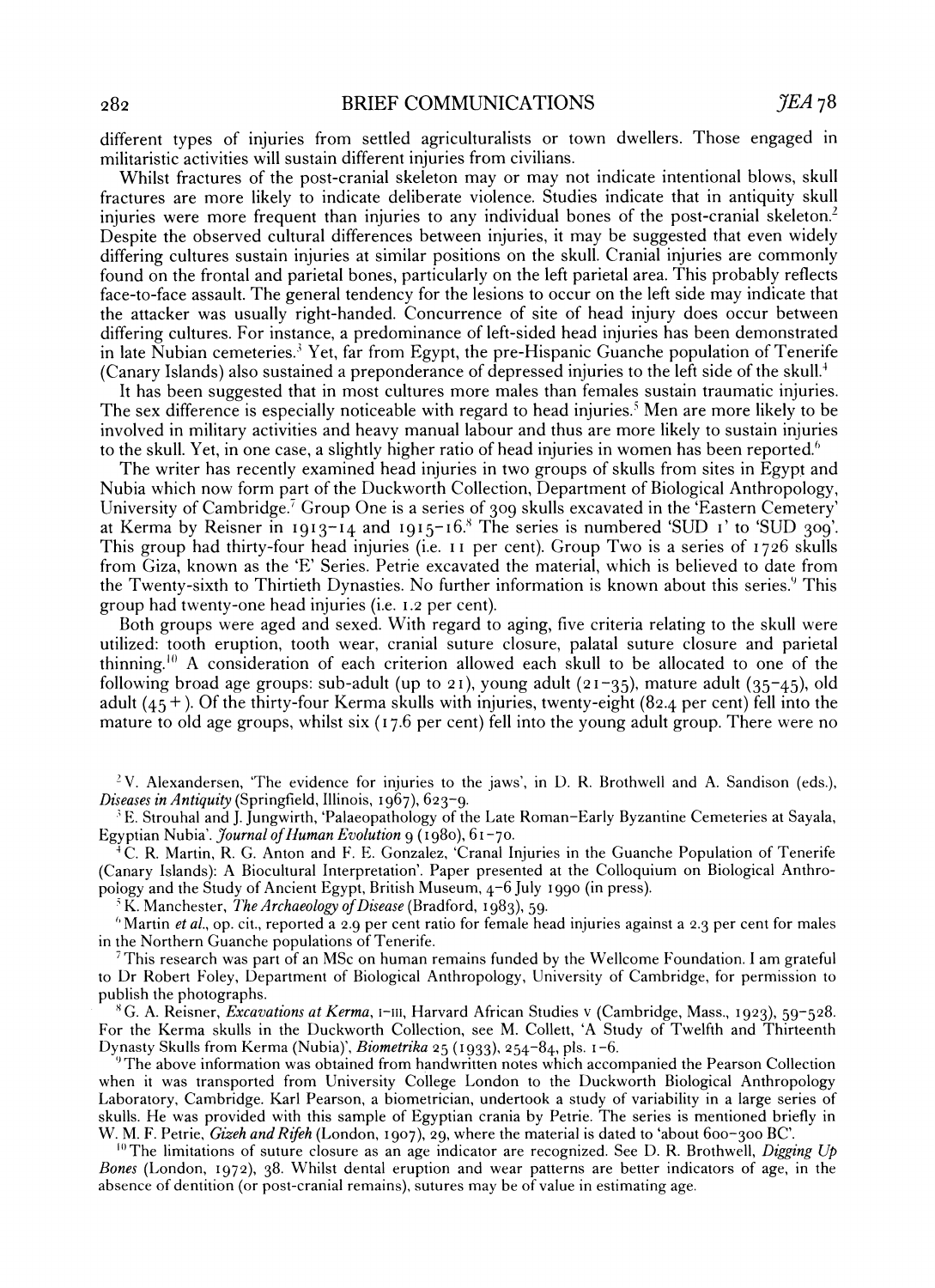different types of injuries from settled agriculturalists or town dwellers. Those engaged in militaristic activities will sustain different injuries from civilians.

Whilst fractures of the post-cranial skeleton may or may not indicate intentional blows, skull fractures are more likely to indicate deliberate violence. Studies indicate that in antiquity skull injuries were more frequent than injuries to any individual bones of the post-cranial skeleton.[2] Despite the observed cultural differences between injuries, it may be suggested that even widely differing cultures sustain injuries at similar positions on the skull. Cranial injuries are commonly found on the frontal and parietal bones, particularly on the left parietal area. This probably reflects face-to-face assault. The general tendency for the lesions to occur on the left side may indicate that the attacker was usually right-handed. Concurrence of site of head injury does occur between differing cultures. For instance, a predominance of left-sided head injuries has been demonstrated in late Nubian cemeteries.[3] Yet, far from Egypt, the pre-Hispanic Guanche population of Tenerife (Canary Islands) also sustained a preponderance of depressed injuries to the left side of the skull.[4]

It has been suggested that in most cultures more males than females sustain traumatic injuries. The sex difference is especially noticeable with regard to head injuries.[5] Men are more likely to be involved in military activities and heavy manual labour and thus are more likely to sustain injuries to the skull. Yet, in one case, a slightly higher ratio of head injuries in women has been reported.[6]

The writer has recently examined head injuries in two groups of skulls from sites in Egypt and Nubia which now form part of the Duckworth Collection, Department of Biological Anthropology, University of Cambridge.[7] Group One is a series of 309 skulls excavated in the 'Eastern Cemetery' at Kerma by Reisner in 1913–14 and 1915–16.[8] The series is numbered 'SUD 1' to 'SUD 309'. This group had thirty-four head injuries (i.e. 11 per cent). Group Two is a series of 1726 skulls from Giza, known as the 'E' Series. Petrie excavated the material, which is believed to date from the Twenty-sixth to Thirtieth Dynasties. No further information is known about this series.[9] This group had twenty-one head injuries (i.e. 1.2 per cent).

Both groups were aged and sexed. With regard to aging, five criteria relating to the skull were utilized: tooth eruption, tooth wear, cranial suture closure, palatal suture closure and parietal thinning.[10] A consideration of each criterion allowed each skull to be allocated to one of the following broad age groups: sub-adult (up to 21), young adult (21–35), mature adult (35–45), old adult (45+). Of the thirty-four Kerma skulls with injuries, twenty-eight (82.4 per cent) fell into the mature to old age groups, whilst six (17.6 per cent) fell into the young adult group. There were no

[2] V. Alexandersen, 'The evidence for injuries to the jaws', in D. R. Brothwell and A. Sandison (eds.), *Diseases in Antiquity* (Springfield, Illinois, 1967), 623–9.

[3] E. Strouhal and J. Jungwirth, 'Palaeopathology of the Late Roman–Early Byzantine Cemeteries at Sayala, Egyptian Nubia'. *Journal of Human Evolution* 9 (1980), 61–70.

[4] C. R. Martin, R. G. Anton and F. E. Gonzalez, 'Cranal Injuries in the Guanche Population of Tenerife (Canary Islands): A Biocultural Interpretation'. Paper presented at the Colloquium on Biological Anthropology and the Study of Ancient Egypt, British Museum, 4–6 July 1990 (in press).

[5] K. Manchester, *The Archaeology of Disease* (Bradford, 1983), 59.

[6] Martin *et al.*, op. cit., reported a 2.9 per cent ratio for female head injuries against a 2.3 per cent for males in the Northern Guanche populations of Tenerife.

[7] This research was part of an MSc on human remains funded by the Wellcome Foundation. I am grateful to Dr Robert Foley, Department of Biological Anthropology, University of Cambridge, for permission to publish the photographs.

[8] G. A. Reisner, *Excavations at Kerma*, I–III, Harvard African Studies V (Cambridge, Mass., 1923), 59–528. For the Kerma skulls in the Duckworth Collection, see M. Collett, 'A Study of Twelfth and Thirteenth Dynasty Skulls from Kerma (Nubia)', *Biometrika* 25 (1933), 254–84, pls. 1–6.

[9] The above information was obtained from handwritten notes which accompanied the Pearson Collection when it was transported from University College London to the Duckworth Biological Anthropology Laboratory, Cambridge. Karl Pearson, a biometrician, undertook a study of variability in a large series of skulls. He was provided with this sample of Egyptian crania by Petrie. The series is mentioned briefly in W. M. F. Petrie, *Gizeh and Rifeh* (London, 1907), 29, where the material is dated to 'about 600–300 BC'.

[10] The limitations of suture closure as an age indicator are recognized. See D. R. Brothwell, *Digging Up Bones* (London, 1972), 38. Whilst dental eruption and wear patterns are better indicators of age, in the absence of dentition (or post-cranial remains), sutures may be of value in estimating age.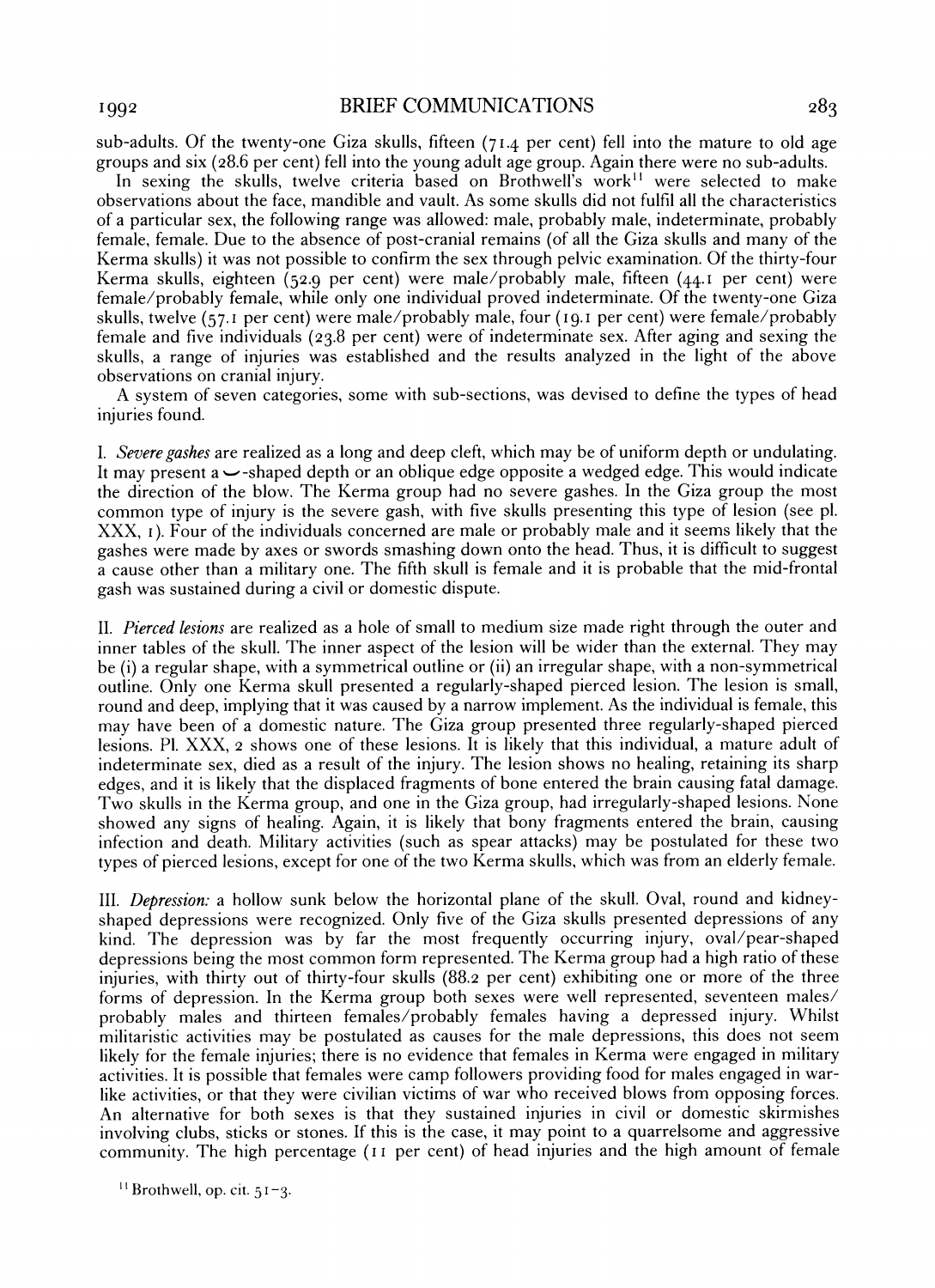sub-adults. Of the twenty-one Giza skulls, fifteen (71.4 per cent) fell into the mature to old age groups and six (28.6 per cent) fell into the young adult age group. Again there were no sub-adults.

In sexing the skulls, twelve criteria based on Brothwell's work[11] were selected to make observations about the face, mandible and vault. As some skulls did not fulfil all the characteristics of a particular sex, the following range was allowed: male, probably male, indeterminate, probably female, female. Due to the absence of post-cranial remains (of all the Giza skulls and many of the Kerma skulls) it was not possible to confirm the sex through pelvic examination. Of the thirty-four Kerma skulls, eighteen (52.9 per cent) were male/probably male, fifteen (44.1 per cent) were female/probably female, while only one individual proved indeterminate. Of the twenty-one Giza skulls, twelve (57.1 per cent) were male/probably male, four (19.1 per cent) were female/probably female and five individuals (23.8 per cent) were of indeterminate sex. After aging and sexing the skulls, a range of injuries was established and the results analyzed in the light of the above observations on cranial injury.

A system of seven categories, some with sub-sections, was devised to define the types of head injuries found.

I. *Severe gashes* are realized as a long and deep cleft, which may be of uniform depth or undulating. It may present a ‿-shaped depth or an oblique edge opposite a wedged edge. This would indicate the direction of the blow. The Kerma group had no severe gashes. In the Giza group the most common type of injury is the severe gash, with five skulls presenting this type of lesion (see pl. XXX, 1). Four of the individuals concerned are male or probably male and it seems likely that the gashes were made by axes or swords smashing down onto the head. Thus, it is difficult to suggest a cause other than a military one. The fifth skull is female and it is probable that the mid-frontal gash was sustained during a civil or domestic dispute.

II. *Pierced lesions* are realized as a hole of small to medium size made right through the outer and inner tables of the skull. The inner aspect of the lesion will be wider than the external. They may be (i) a regular shape, with a symmetrical outline or (ii) an irregular shape, with a non-symmetrical outline. Only one Kerma skull presented a regularly-shaped pierced lesion. The lesion is small, round and deep, implying that it was caused by a narrow implement. As the individual is female, this may have been of a domestic nature. The Giza group presented three regularly-shaped pierced lesions. Pl. XXX, 2 shows one of these lesions. It is likely that this individual, a mature adult of indeterminate sex, died as a result of the injury. The lesion shows no healing, retaining its sharp edges, and it is likely that the displaced fragments of bone entered the brain causing fatal damage. Two skulls in the Kerma group, and one in the Giza group, had irregularly-shaped lesions. None showed any signs of healing. Again, it is likely that bony fragments entered the brain, causing infection and death. Military activities (such as spear attacks) may be postulated for these two types of pierced lesions, except for one of the two Kerma skulls, which was from an elderly female.

III. *Depression:* a hollow sunk below the horizontal plane of the skull. Oval, round and kidney-shaped depressions were recognized. Only five of the Giza skulls presented depressions of any kind. The depression was by far the most frequently occurring injury, oval/pear-shaped depressions being the most common form represented. The Kerma group had a high ratio of these injuries, with thirty out of thirty-four skulls (88.2 per cent) exhibiting one or more of the three forms of depression. In the Kerma group both sexes were well represented, seventeen males/probably males and thirteen females/probably females having a depressed injury. Whilst militaristic activities may be postulated as causes for the male depressions, this does not seem likely for the female injuries; there is no evidence that females in Kerma were engaged in military activities. It is possible that females were camp followers providing food for males engaged in war-like activities, or that they were civilian victims of war who received blows from opposing forces. An alternative for both sexes is that they sustained injuries in civil or domestic skirmishes involving clubs, sticks or stones. If this is the case, it may point to a quarrelsome and aggressive community. The high percentage (11 per cent) of head injuries and the high amount of female

[11] Brothwell, op. cit. 51–3.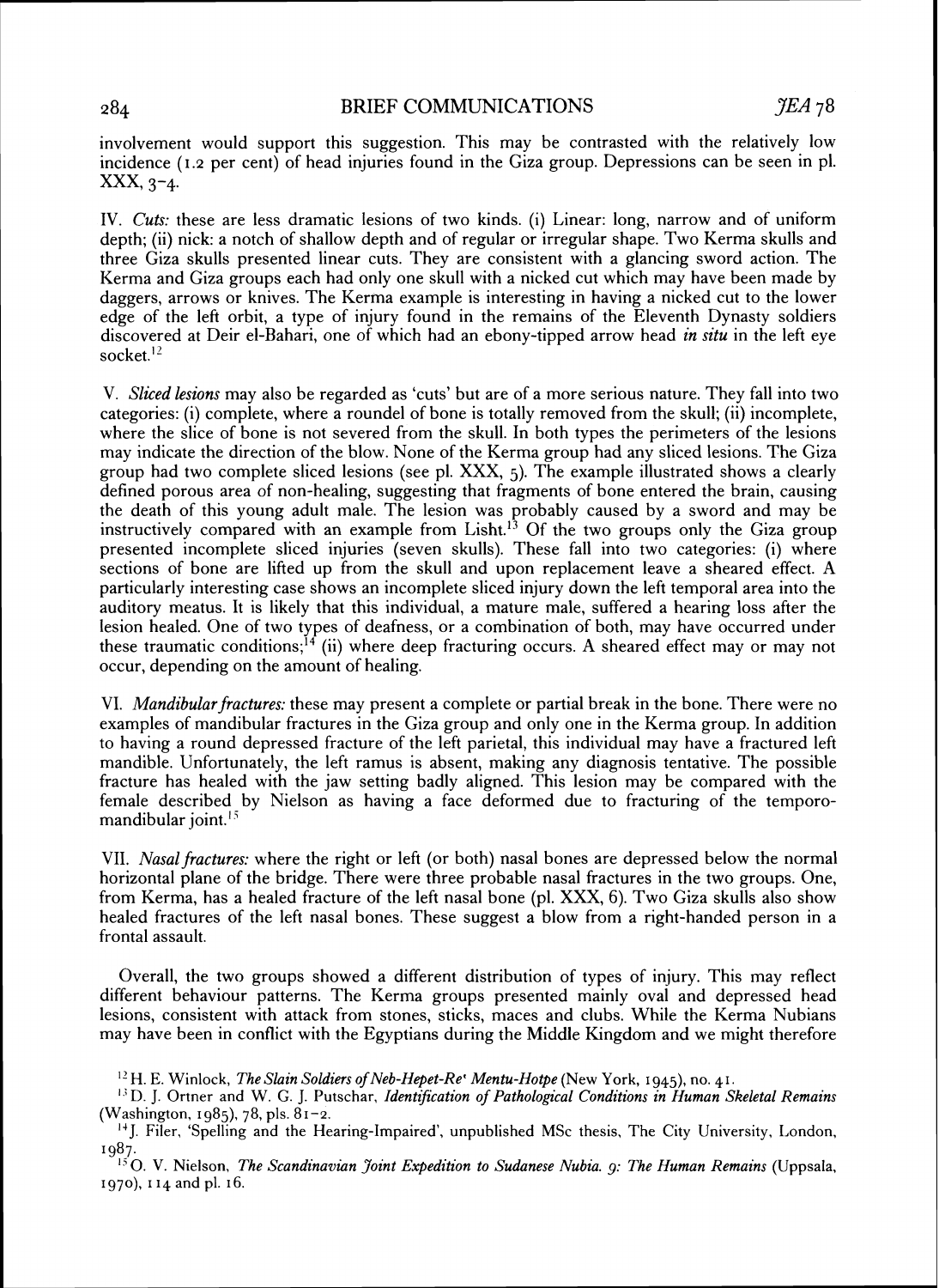involvement would support this suggestion. This may be contrasted with the relatively low incidence (1.2 per cent) of head injuries found in the Giza group. Depressions can be seen in pl. XXX, 3–4.

IV. *Cuts:* these are less dramatic lesions of two kinds. (i) Linear: long, narrow and of uniform depth; (ii) nick: a notch of shallow depth and of regular or irregular shape. Two Kerma skulls and three Giza skulls presented linear cuts. They are consistent with a glancing sword action. The Kerma and Giza groups each had only one skull with a nicked cut which may have been made by daggers, arrows or knives. The Kerma example is interesting in having a nicked cut to the lower edge of the left orbit, a type of injury found in the remains of the Eleventh Dynasty soldiers discovered at Deir el-Bahari, one of which had an ebony-tipped arrow head *in situ* in the left eye socket.[12]

V. *Sliced lesions* may also be regarded as 'cuts' but are of a more serious nature. They fall into two categories: (i) complete, where a roundel of bone is totally removed from the skull; (ii) incomplete, where the slice of bone is not severed from the skull. In both types the perimeters of the lesions may indicate the direction of the blow. None of the Kerma group had any sliced lesions. The Giza group had two complete sliced lesions (see pl. XXX, 5). The example illustrated shows a clearly defined porous area of non-healing, suggesting that fragments of bone entered the brain, causing the death of this young adult male. The lesion was probably caused by a sword and may be instructively compared with an example from Lisht.[13] Of the two groups only the Giza group presented incomplete sliced injuries (seven skulls). These fall into two categories: (i) where sections of bone are lifted up from the skull and upon replacement leave a sheared effect. A particularly interesting case shows an incomplete sliced injury down the left temporal area into the auditory meatus. It is likely that this individual, a mature male, suffered a hearing loss after the lesion healed. One of two types of deafness, or a combination of both, may have occurred under these traumatic conditions;[14] (ii) where deep fracturing occurs. A sheared effect may or may not occur, depending on the amount of healing.

VI. *Mandibular fractures:* these may present a complete or partial break in the bone. There were no examples of mandibular fractures in the Giza group and only one in the Kerma group. In addition to having a round depressed fracture of the left parietal, this individual may have a fractured left mandible. Unfortunately, the left ramus is absent, making any diagnosis tentative. The possible fracture has healed with the jaw setting badly aligned. This lesion may be compared with the female described by Nielson as having a face deformed due to fracturing of the temporo-mandibular joint.[15]

VII. *Nasal fractures:* where the right or left (or both) nasal bones are depressed below the normal horizontal plane of the bridge. There were three probable nasal fractures in the two groups. One, from Kerma, has a healed fracture of the left nasal bone (pl. XXX, 6). Two Giza skulls also show healed fractures of the left nasal bones. These suggest a blow from a right-handed person in a frontal assault.

Overall, the two groups showed a different distribution of types of injury. This may reflect different behaviour patterns. The Kerma groups presented mainly oval and depressed head lesions, consistent with attack from stones, sticks, maces and clubs. While the Kerma Nubians may have been in conflict with the Egyptians during the Middle Kingdom and we might therefore

[12] H. E. Winlock, *The Slain Soldiers of Neb-Hepet-Re' Mentu-Hotpe* (New York, 1945), no. 41.

[13] D. J. Ortner and W. G. J. Putschar, *Identification of Pathological Conditions in Human Skeletal Remains* (Washington, 1985), 78, pls. 81–2.

[14] J. Filer, 'Spelling and the Hearing-Impaired', unpublished MSc thesis, The City University, London, 1987.

[15] O. V. Nielson, *The Scandinavian Joint Expedition to Sudanese Nubia. 9: The Human Remains* (Uppsala, 1970), 114 and pl. 16.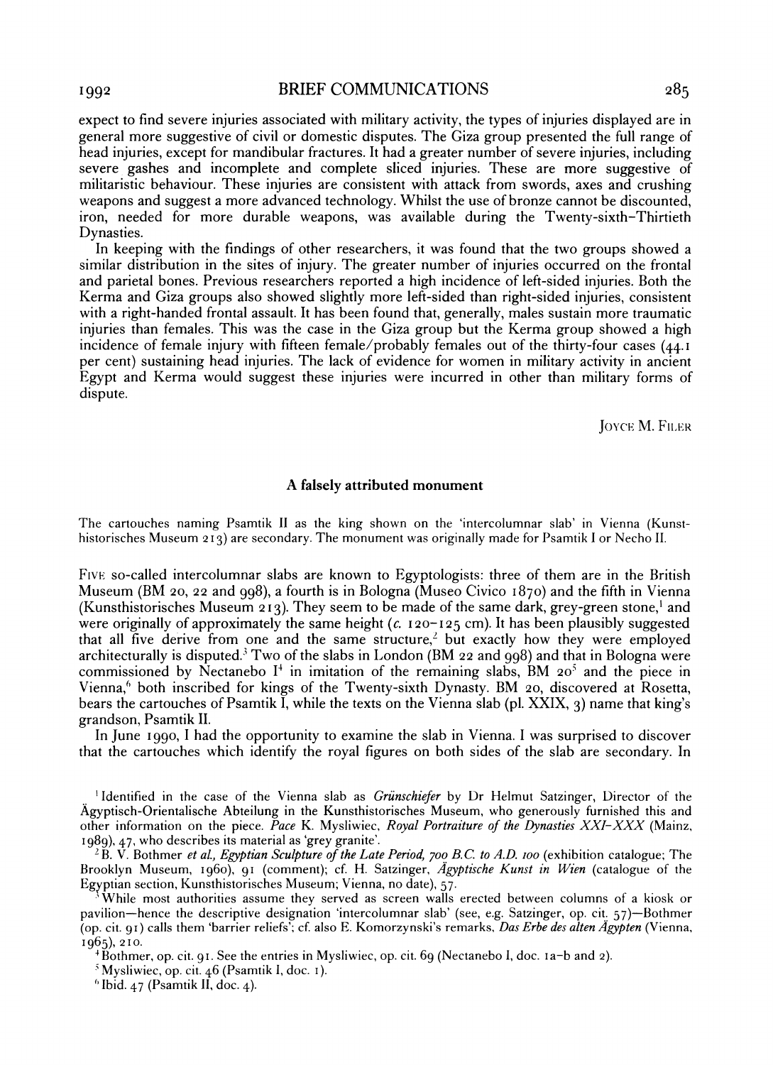expect to find severe injuries associated with military activity, the types of injuries displayed are in general more suggestive of civil or domestic disputes. The Giza group presented the full range of head injuries, except for mandibular fractures. It had a greater number of severe injuries, including severe gashes and incomplete and complete sliced injuries. These are more suggestive of militaristic behaviour. These injuries are consistent with attack from swords, axes and crushing weapons and suggest a more advanced technology. Whilst the use of bronze cannot be discounted, iron, needed for more durable weapons, was available during the Twenty-sixth–Thirtieth Dynasties.

In keeping with the findings of other researchers, it was found that the two groups showed a similar distribution in the sites of injury. The greater number of injuries occurred on the frontal and parietal bones. Previous researchers reported a high incidence of left-sided injuries. Both the Kerma and Giza groups also showed slightly more left-sided than right-sided injuries, consistent with a right-handed frontal assault. It has been found that, generally, males sustain more traumatic injuries than females. This was the case in the Giza group but the Kerma group showed a high incidence of female injury with fifteen female/probably females out of the thirty-four cases (44.1 per cent) sustaining head injuries. The lack of evidence for women in military activity in ancient Egypt and Kerma would suggest these injuries were incurred in other than military forms of dispute.

JOYCE M. FILER

## A falsely attributed monument

The cartouches naming Psamtik II as the king shown on the 'intercolumnar slab' in Vienna (Kunsthistorisches Museum 213) are secondary. The monument was originally made for Psamtik I or Necho II.

FIVE so-called intercolumnar slabs are known to Egyptologists: three of them are in the British Museum (BM 20, 22 and 998), a fourth is in Bologna (Museo Civico 1870) and the fifth in Vienna (Kunsthistorisches Museum 213). They seem to be made of the same dark, grey-green stone,[1] and were originally of approximately the same height (*c.* 120–125 cm). It has been plausibly suggested that all five derive from one and the same structure,[2] but exactly how they were employed architecturally is disputed.[3] Two of the slabs in London (BM 22 and 998) and that in Bologna were commissioned by Nectanebo I[4] in imitation of the remaining slabs, BM 20[5] and the piece in Vienna,[6] both inscribed for kings of the Twenty-sixth Dynasty. BM 20, discovered at Rosetta, bears the cartouches of Psamtik I, while the texts on the Vienna slab (pl. XXIX, 3) name that king's grandson, Psamtik II.

In June 1990, I had the opportunity to examine the slab in Vienna. I was surprised to discover that the cartouches which identify the royal figures on both sides of the slab are secondary. In

[1] Identified in the case of the Vienna slab as *Grünschiefer* by Dr Helmut Satzinger, Director of the Ägyptisch-Orientalische Abteilung in the Kunsthistorisches Museum, who generously furnished this and other information on the piece. *Pace* K. Mysliwiec, *Royal Portraiture of the Dynasties XXI–XXX* (Mainz, 1989), 47, who describes its material as 'grey granite'.

[2] B. V. Bothmer *et al., Egyptian Sculpture of the Late Period, 700 B.C. to A.D. 100* (exhibition catalogue; The Brooklyn Museum, 1960), 91 (comment); cf. H. Satzinger, *Ägyptische Kunst in Wien* (catalogue of the Egyptian section, Kunsthistorisches Museum; Vienna, no date), 57.

[3] While most authorities assume they served as screen walls erected between columns of a kiosk or pavilion—hence the descriptive designation 'intercolumnar slab' (see, e.g. Satzinger, op. cit. 57)—Bothmer (op. cit. 91) calls them 'barrier reliefs'; cf. also E. Komorzynski's remarks, *Das Erbe des alten Ägypten* (Vienna, 1965), 210.

[4] Bothmer, op. cit. 91. See the entries in Mysliwiec, op. cit. 69 (Nectanebo I, doc. 1a–b and 2).

[5] Mysliwiec, op. cit. 46 (Psamtik I, doc. 1).

[6] Ibid. 47 (Psamtik II, doc. 4).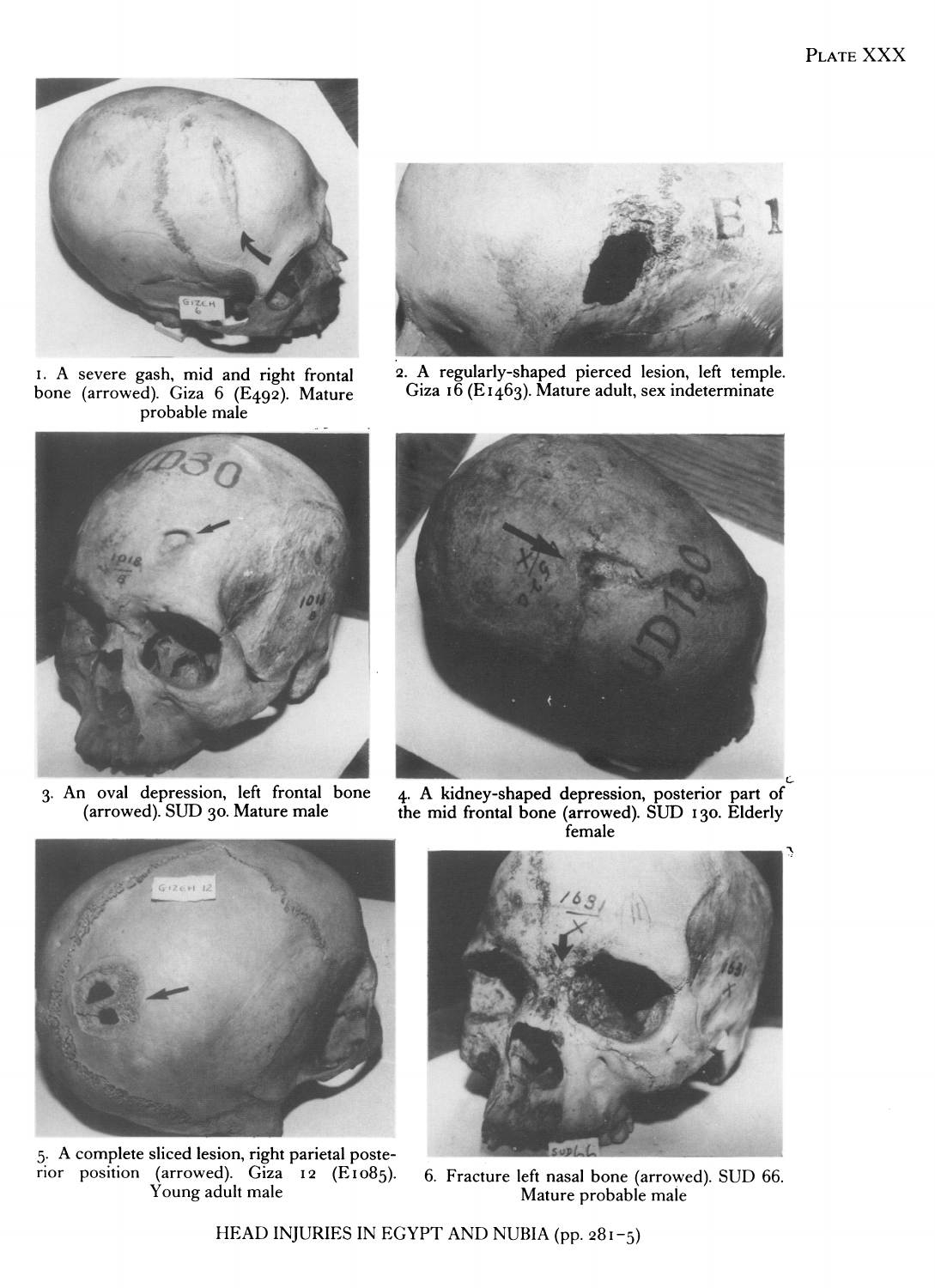PLATE XXX

1. A severe gash, mid and right frontal bone (arrowed). Giza 6 (E492). Mature probable male

2. A regularly-shaped pierced lesion, left temple. Giza 16 (E1463). Mature adult, sex indeterminate

3. An oval depression, left frontal bone (arrowed). SUD 30. Mature male

4. A kidney-shaped depression, posterior part of the mid frontal bone (arrowed). SUD 130. Elderly female

5. A complete sliced lesion, right parietal posterior position (arrowed). Giza 12 (E1085). Young adult male

6. Fracture left nasal bone (arrowed). SUD 66. Mature probable male

HEAD INJURIES IN EGYPT AND NUBIA (pp. 281–5)